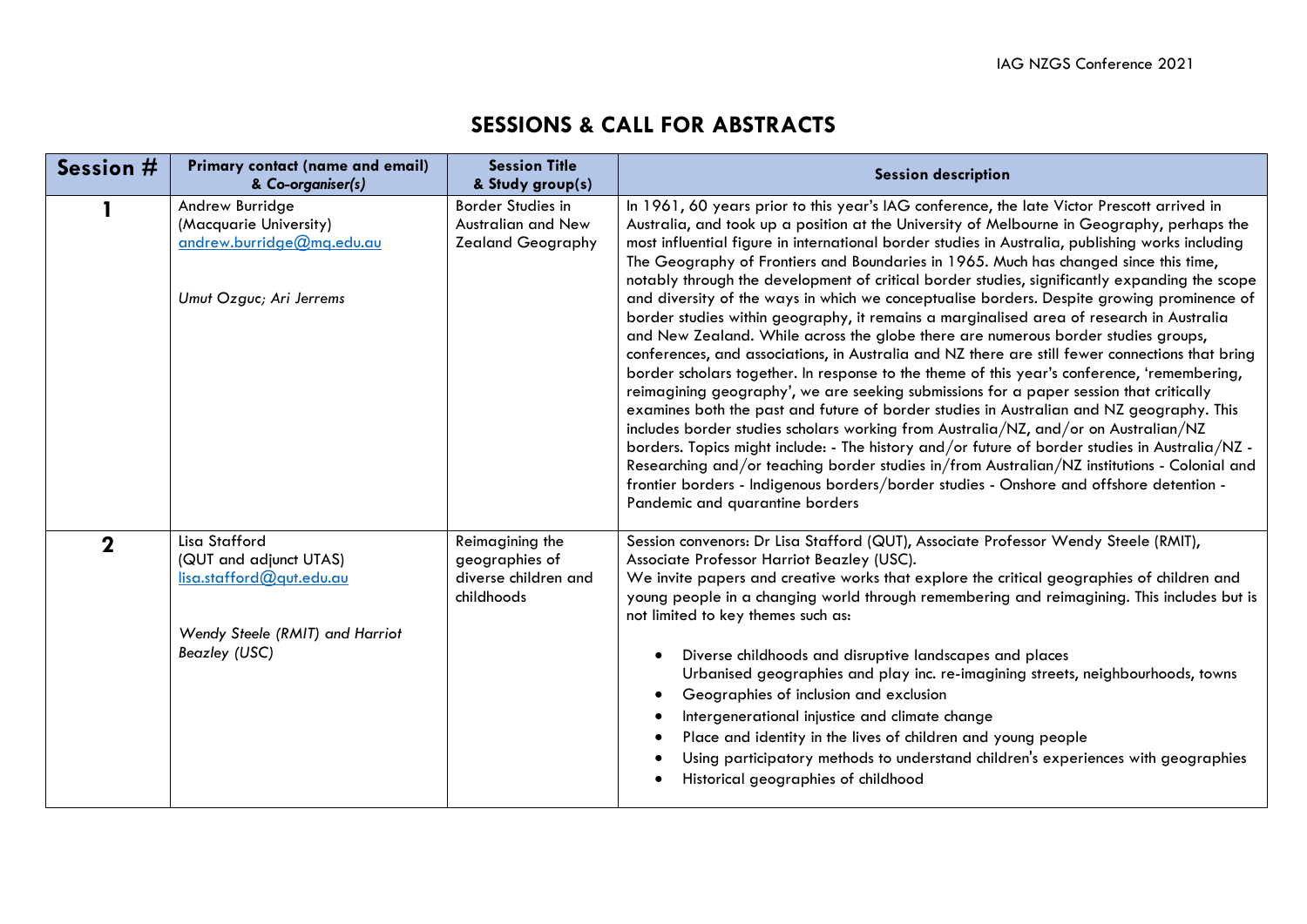# SESSIONS & CALL FOR ABSTRACTS

| Session # | Primary contact (name and email) & *Co-organiser(s)* | Session Title & Study group(s) | Session description |
|---|---|---|---|
| **1** | Andrew Burridge (Macquarie University) andrew.burridge@mq.edu.au<br><br>*Umut Ozguc; Ari Jerrems* | Border Studies in Australian and New Zealand Geography | In 1961, 60 years prior to this year's IAG conference, the late Victor Prescott arrived in Australia, and took up a position at the University of Melbourne in Geography, perhaps the most influential figure in international border studies in Australia, publishing works including The Geography of Frontiers and Boundaries in 1965. Much has changed since this time, notably through the development of critical border studies, significantly expanding the scope and diversity of the ways in which we conceptualise borders. Despite growing prominence of border studies within geography, it remains a marginalised area of research in Australia and New Zealand. While across the globe there are numerous border studies groups, conferences, and associations, in Australia and NZ there are still fewer connections that bring border scholars together. In response to the theme of this year's conference, 'remembering, reimagining geography', we are seeking submissions for a paper session that critically examines both the past and future of border studies in Australian and NZ geography. This includes border studies scholars working from Australia/NZ, and/or on Australian/NZ borders. Topics might include: - The history and/or future of border studies in Australia/NZ - Researching and/or teaching border studies in/from Australian/NZ institutions - Colonial and frontier borders - Indigenous borders/border studies - Onshore and offshore detention - Pandemic and quarantine borders |
| **2** | Lisa Stafford (QUT and adjunct UTAS) lisa.stafford@qut.edu.au<br><br>*Wendy Steele (RMIT) and Harriot Beazley (USC)* | Reimagining the geographies of diverse children and childhoods | Session convenors: Dr Lisa Stafford (QUT), Associate Professor Wendy Steele (RMIT), Associate Professor Harriot Beazley (USC).<br>We invite papers and creative works that explore the critical geographies of children and young people in a changing world through remembering and reimagining. This includes but is not limited to key themes such as:<br>• Diverse childhoods and disruptive landscapes and places<br>Urbanised geographies and play inc. re-imagining streets, neighbourhoods, towns<br>• Geographies of inclusion and exclusion<br>• Intergenerational injustice and climate change<br>• Place and identity in the lives of children and young people<br>• Using participatory methods to understand children's experiences with geographies<br>• Historical geographies of childhood |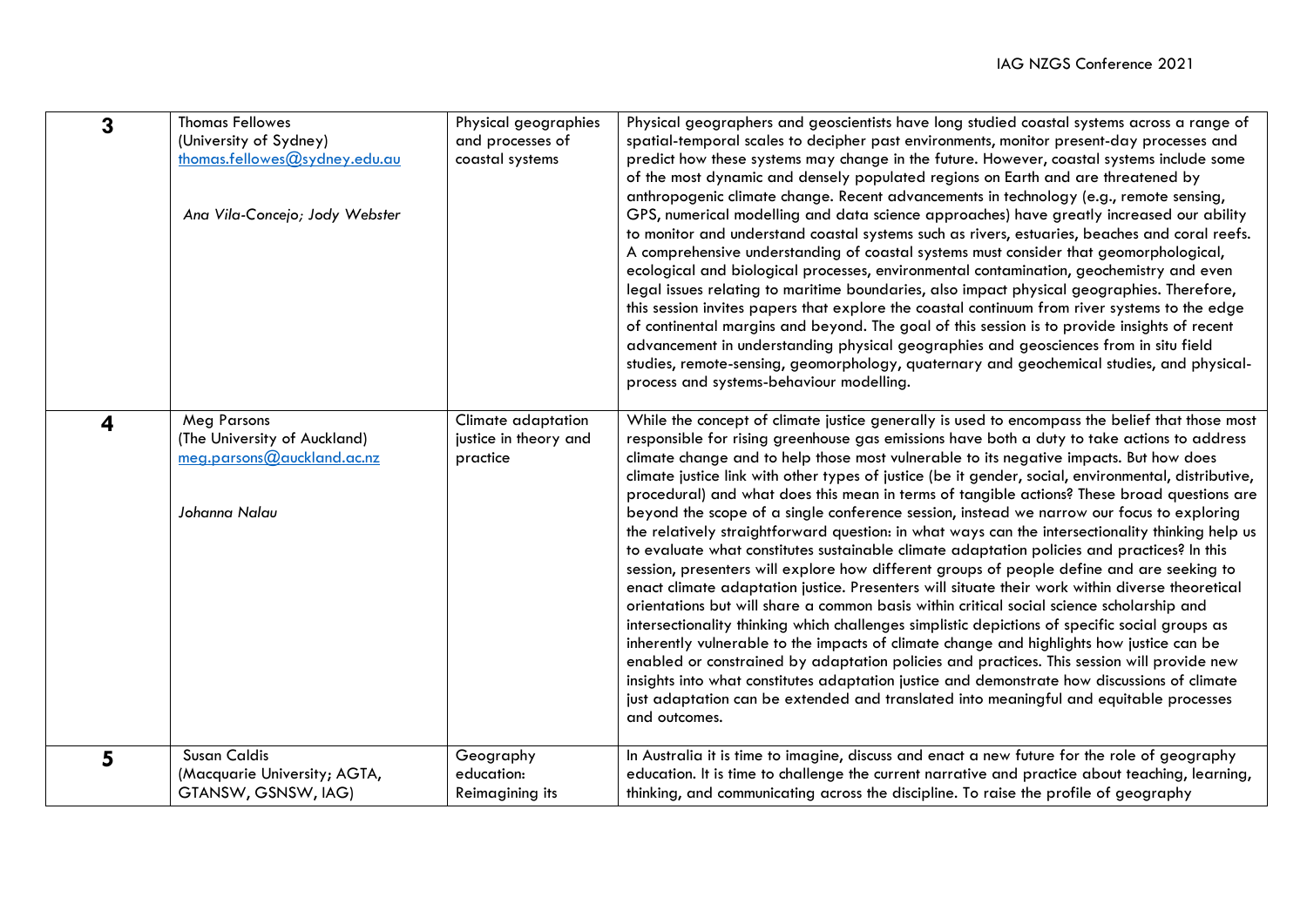| | | | |
|---|---|---|---|
| **3** | Thomas Fellowes<br>(University of Sydney)<br>thomas.fellowes@sydney.edu.au<br><br>*Ana Vila-Concejo; Jody Webster* | Physical geographies and processes of coastal systems | Physical geographers and geoscientists have long studied coastal systems across a range of spatial-temporal scales to decipher past environments, monitor present-day processes and predict how these systems may change in the future. However, coastal systems include some of the most dynamic and densely populated regions on Earth and are threatened by anthropogenic climate change. Recent advancements in technology (e.g., remote sensing, GPS, numerical modelling and data science approaches) have greatly increased our ability to monitor and understand coastal systems such as rivers, estuaries, beaches and coral reefs. A comprehensive understanding of coastal systems must consider that geomorphological, ecological and biological processes, environmental contamination, geochemistry and even legal issues relating to maritime boundaries, also impact physical geographies. Therefore, this session invites papers that explore the coastal continuum from river systems to the edge of continental margins and beyond. The goal of this session is to provide insights of recent advancement in understanding physical geographies and geosciences from in situ field studies, remote-sensing, geomorphology, quaternary and geochemical studies, and physical-process and systems-behaviour modelling. |
| **4** | Meg Parsons<br>(The University of Auckland)<br>meg.parsons@auckland.ac.nz<br><br>*Johanna Nalau* | Climate adaptation justice in theory and practice | While the concept of climate justice generally is used to encompass the belief that those most responsible for rising greenhouse gas emissions have both a duty to take actions to address climate change and to help those most vulnerable to its negative impacts. But how does climate justice link with other types of justice (be it gender, social, environmental, distributive, procedural) and what does this mean in terms of tangible actions? These broad questions are beyond the scope of a single conference session, instead we narrow our focus to exploring the relatively straightforward question: in what ways can the intersectionality thinking help us to evaluate what constitutes sustainable climate adaptation policies and practices? In this session, presenters will explore how different groups of people define and are seeking to enact climate adaptation justice. Presenters will situate their work within diverse theoretical orientations but will share a common basis within critical social science scholarship and intersectionality thinking which challenges simplistic depictions of specific social groups as inherently vulnerable to the impacts of climate change and highlights how justice can be enabled or constrained by adaptation policies and practices. This session will provide new insights into what constitutes adaptation justice and demonstrate how discussions of climate just adaptation can be extended and translated into meaningful and equitable processes and outcomes. |
| **5** | Susan Caldis<br>(Macquarie University; AGTA, GTANSW, GSNSW, IAG) | Geography education: Reimagining its | In Australia it is time to imagine, discuss and enact a new future for the role of geography education. It is time to challenge the current narrative and practice about teaching, learning, thinking, and communicating across the discipline. To raise the profile of geography |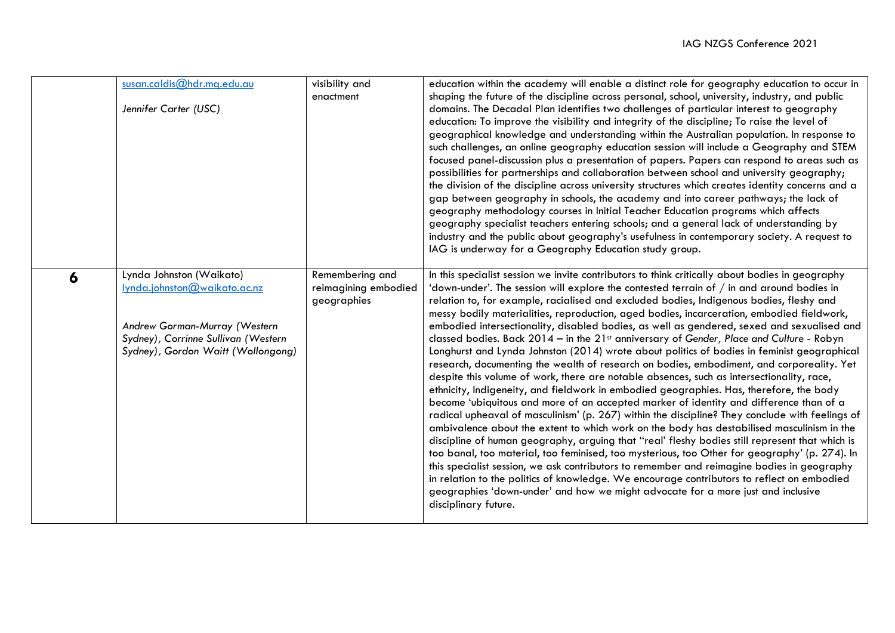|  |  |  |  |
|---|---|---|---|
|  | susan.caldis@hdr.mq.edu.au<br><br>*Jennifer Carter (USC)* | visibility and enactment | education within the academy will enable a distinct role for geography education to occur in shaping the future of the discipline across personal, school, university, industry, and public domains. The Decadal Plan identifies two challenges of particular interest to geography education: To improve the visibility and integrity of the discipline; To raise the level of geographical knowledge and understanding within the Australian population. In response to such challenges, an online geography education session will include a Geography and STEM focused panel-discussion plus a presentation of papers. Papers can respond to areas such as possibilities for partnerships and collaboration between school and university geography; the division of the discipline across university structures which creates identity concerns and a gap between geography in schools, the academy and into career pathways; the lack of geography methodology courses in Initial Teacher Education programs which affects geography specialist teachers entering schools; and a general lack of understanding by industry and the public about geography's usefulness in contemporary society. A request to IAG is underway for a Geography Education study group. |
| **6** | Lynda Johnston (Waikato)<br>lynda.johnston@waikato.ac.nz<br><br>*Andrew Gorman-Murray (Western Sydney), Corrinne Sullivan (Western Sydney), Gordon Waitt (Wollongong)* | Remembering and reimagining embodied geographies | In this specialist session we invite contributors to think critically about bodies in geography 'down-under'. The session will explore the contested terrain of / in and around bodies in relation to, for example, racialised and excluded bodies, Indigenous bodies, fleshy and messy bodily materialities, reproduction, aged bodies, incarceration, embodied fieldwork, embodied intersectionality, disabled bodies, as well as gendered, sexed and sexualised and classed bodies. Back 2014 – in the 21st anniversary of *Gender, Place and Culture* - Robyn Longhurst and Lynda Johnston (2014) wrote about politics of bodies in feminist geographical research, documenting the wealth of research on bodies, embodiment, and corporeality. Yet despite this volume of work, there are notable absences, such as intersectionality, race, ethnicity, Indigeneity, and fieldwork in embodied geographies. Has, therefore, the body become 'ubiquitous and more of an accepted marker of identity and difference than of a radical upheaval of masculinism' (p. 267) within the discipline? They conclude with feelings of ambivalence about the extent to which work on the body has destabilised masculinism in the discipline of human geography, arguing that "real' fleshy bodies still represent that which is too banal, too material, too feminised, too mysterious, too Other for geography' (p. 274). In this specialist session, we ask contributors to remember and reimagine bodies in geography in relation to the politics of knowledge. We encourage contributors to reflect on embodied geographies 'down-under' and how we might advocate for a more just and inclusive disciplinary future. |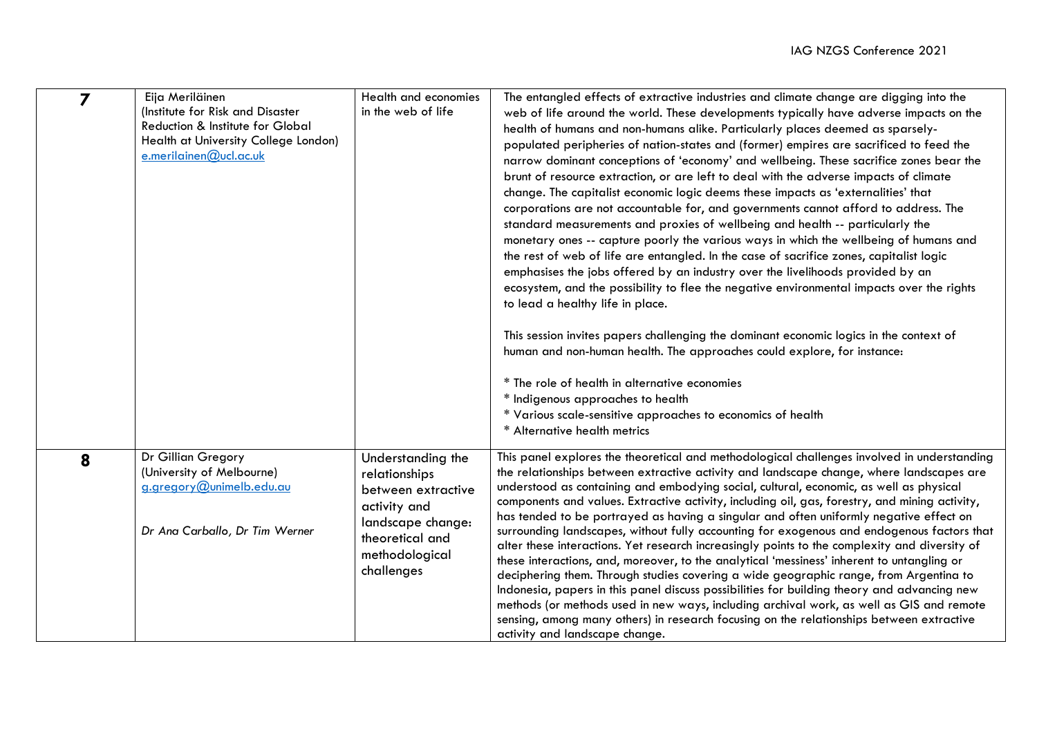| | | | |
|---|---|---|---|
| **7** | Eija Meriläinen (Institute for Risk and Disaster Reduction & Institute for Global Health at University College London) e.merilainen@ucl.ac.uk | Health and economies in the web of life | The entangled effects of extractive industries and climate change are digging into the web of life around the world. These developments typically have adverse impacts on the health of humans and non-humans alike. Particularly places deemed as sparsely-populated peripheries of nation-states and (former) empires are sacrificed to feed the narrow dominant conceptions of 'economy' and wellbeing. These sacrifice zones bear the brunt of resource extraction, or are left to deal with the adverse impacts of climate change. The capitalist economic logic deems these impacts as 'externalities' that corporations are not accountable for, and governments cannot afford to address. The standard measurements and proxies of wellbeing and health -- particularly the monetary ones -- capture poorly the various ways in which the wellbeing of humans and the rest of web of life are entangled. In the case of sacrifice zones, capitalist logic emphasises the jobs offered by an industry over the livelihoods provided by an ecosystem, and the possibility to flee the negative environmental impacts over the rights to lead a healthy life in place.<br><br>This session invites papers challenging the dominant economic logics in the context of human and non-human health. The approaches could explore, for instance:<br><br>* The role of health in alternative economies<br>* Indigenous approaches to health<br>* Various scale-sensitive approaches to economics of health<br>* Alternative health metrics |
| **8** | Dr Gillian Gregory (University of Melbourne) g.gregory@unimelb.edu.au<br><br>*Dr Ana Carballo, Dr Tim Werner* | Understanding the relationships between extractive activity and landscape change: theoretical and methodological challenges | This panel explores the theoretical and methodological challenges involved in understanding the relationships between extractive activity and landscape change, where landscapes are understood as containing and embodying social, cultural, economic, as well as physical components and values. Extractive activity, including oil, gas, forestry, and mining activity, has tended to be portrayed as having a singular and often uniformly negative effect on surrounding landscapes, without fully accounting for exogenous and endogenous factors that alter these interactions. Yet research increasingly points to the complexity and diversity of these interactions, and, moreover, to the analytical 'messiness' inherent to untangling or deciphering them. Through studies covering a wide geographic range, from Argentina to Indonesia, papers in this panel discuss possibilities for building theory and advancing new methods (or methods used in new ways, including archival work, as well as GIS and remote sensing, among many others) in research focusing on the relationships between extractive activity and landscape change. |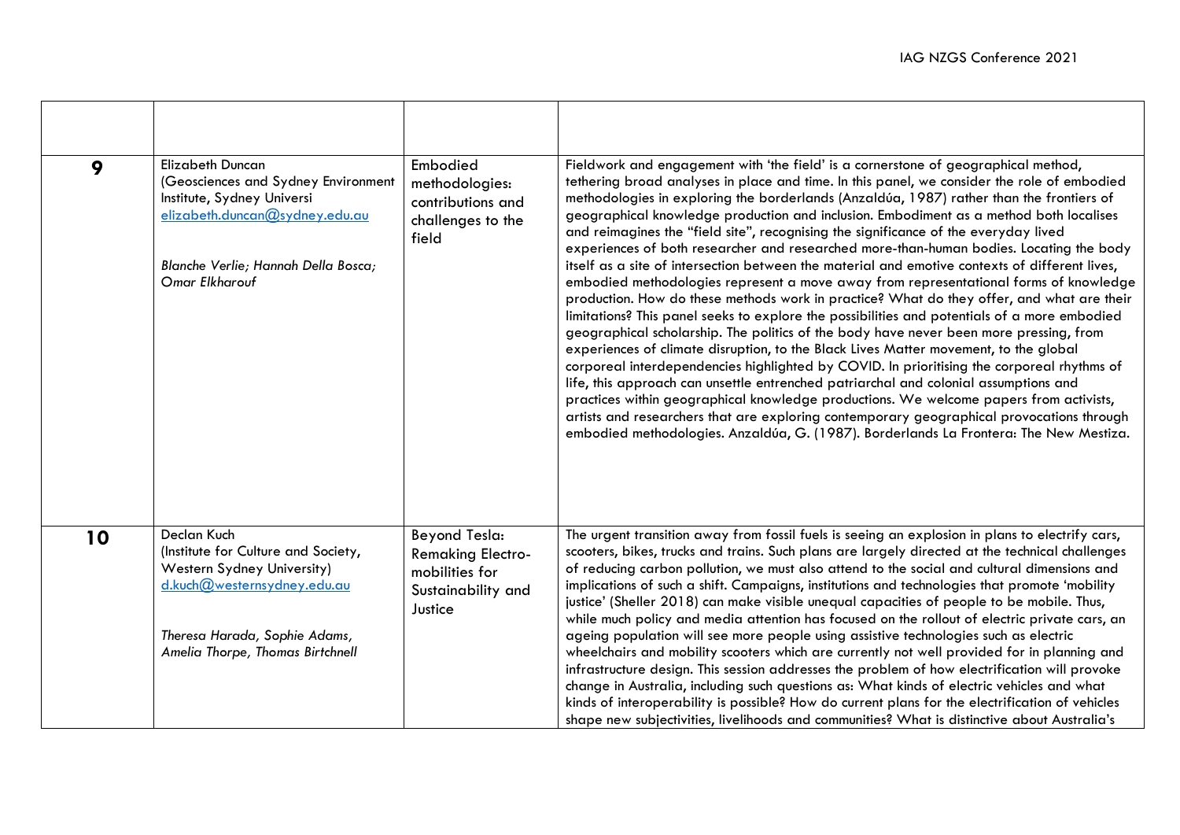| | | | |
|---|---|---|---|
| **9** | Elizabeth Duncan (Geosciences and Sydney Environment Institute, Sydney Universi elizabeth.duncan@sydney.edu.au<br><br>*Blanche Verlie; Hannah Della Bosca; Omar Elkharouf* | Embodied methodologies: contributions and challenges to the field | Fieldwork and engagement with 'the field' is a cornerstone of geographical method, tethering broad analyses in place and time. In this panel, we consider the role of embodied methodologies in exploring the borderlands (Anzaldúa, 1987) rather than the frontiers of geographical knowledge production and inclusion. Embodiment as a method both localises and reimagines the "field site", recognising the significance of the everyday lived experiences of both researcher and researched more-than-human bodies. Locating the body itself as a site of intersection between the material and emotive contexts of different lives, embodied methodologies represent a move away from representational forms of knowledge production. How do these methods work in practice? What do they offer, and what are their limitations? This panel seeks to explore the possibilities and potentials of a more embodied geographical scholarship. The politics of the body have never been more pressing, from experiences of climate disruption, to the Black Lives Matter movement, to the global corporeal interdependencies highlighted by COVID. In prioritising the corporeal rhythms of life, this approach can unsettle entrenched patriarchal and colonial assumptions and practices within geographical knowledge productions. We welcome papers from activists, artists and researchers that are exploring contemporary geographical provocations through embodied methodologies. Anzaldúa, G. (1987). Borderlands La Frontera: The New Mestiza. |
| **10** | Declan Kuch (Institute for Culture and Society, Western Sydney University) d.kuch@westernsydney.edu.au<br><br>*Theresa Harada, Sophie Adams, Amelia Thorpe, Thomas Birtchnell* | Beyond Tesla: Remaking Electro-mobilities for Sustainability and Justice | The urgent transition away from fossil fuels is seeing an explosion in plans to electrify cars, scooters, bikes, trucks and trains. Such plans are largely directed at the technical challenges of reducing carbon pollution, we must also attend to the social and cultural dimensions and implications of such a shift. Campaigns, institutions and technologies that promote 'mobility justice' (Sheller 2018) can make visible unequal capacities of people to be mobile. Thus, while much policy and media attention has focused on the rollout of electric private cars, an ageing population will see more people using assistive technologies such as electric wheelchairs and mobility scooters which are currently not well provided for in planning and infrastructure design. This session addresses the problem of how electrification will provoke change in Australia, including such questions as: What kinds of electric vehicles and what kinds of interoperability is possible? How do current plans for the electrification of vehicles shape new subjectivities, livelihoods and communities? What is distinctive about Australia's |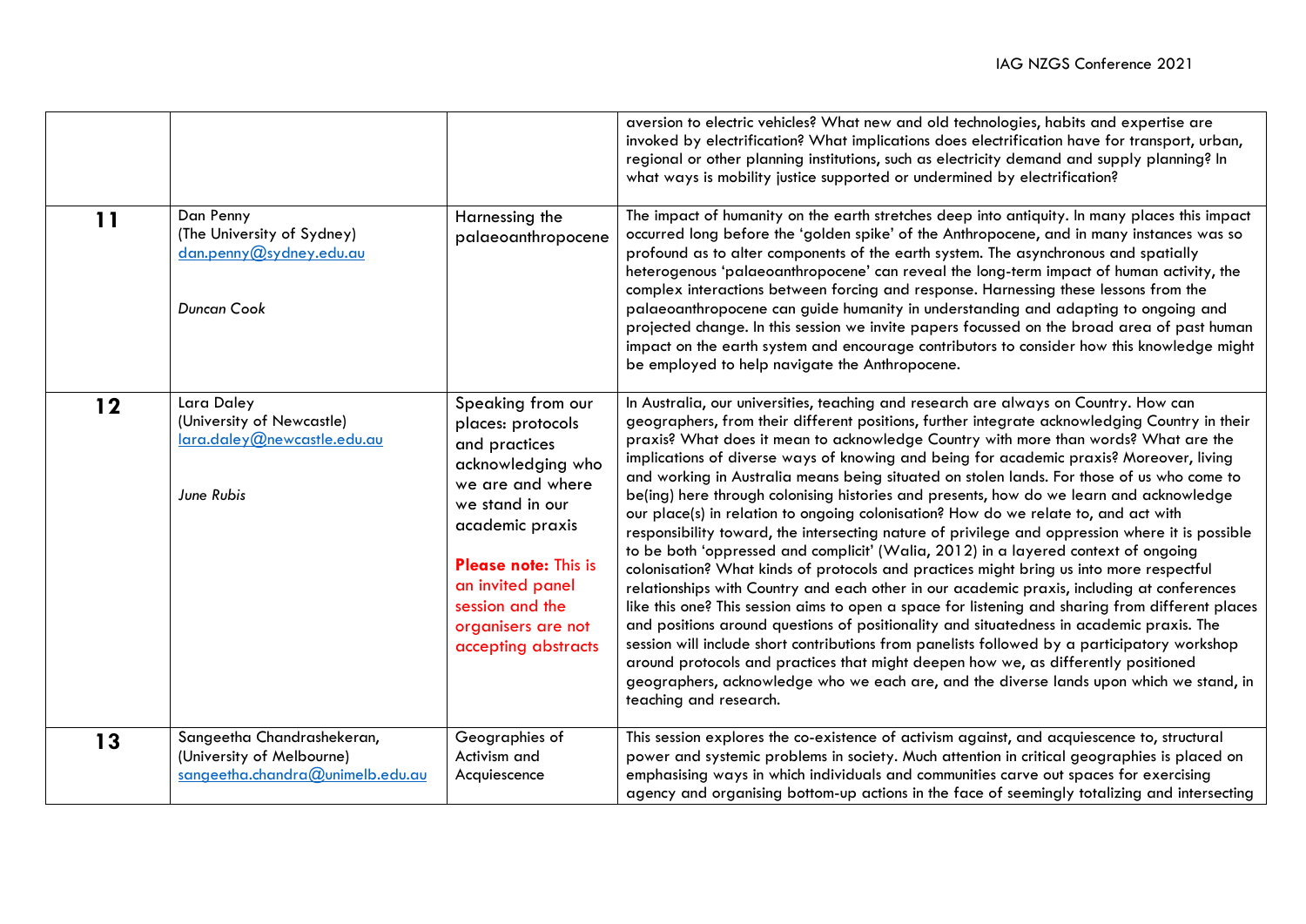| | | | |
|---|---|---|---|
| | | | aversion to electric vehicles? What new and old technologies, habits and expertise are invoked by electrification? What implications does electrification have for transport, urban, regional or other planning institutions, such as electricity demand and supply planning? In what ways is mobility justice supported or undermined by electrification? |
| **11** | Dan Penny (The University of Sydney) dan.penny@sydney.edu.au <br><br> *Duncan Cook* | Harnessing the palaeoanthropocene | The impact of humanity on the earth stretches deep into antiquity. In many places this impact occurred long before the 'golden spike' of the Anthropocene, and in many instances was so profound as to alter components of the earth system. The asynchronous and spatially heterogenous 'palaeoanthropocene' can reveal the long-term impact of human activity, the complex interactions between forcing and response. Harnessing these lessons from the palaeoanthropocene can guide humanity in understanding and adapting to ongoing and projected change. In this session we invite papers focussed on the broad area of past human impact on the earth system and encourage contributors to consider how this knowledge might be employed to help navigate the Anthropocene. |
| **12** | Lara Daley (University of Newcastle) lara.daley@newcastle.edu.au <br><br> *June Rubis* | Speaking from our places: protocols and practices acknowledging who we are and where we stand in our academic praxis <br><br> **Please note:** This is an invited panel session and the organisers are not accepting abstracts | In Australia, our universities, teaching and research are always on Country. How can geographers, from their different positions, further integrate acknowledging Country in their praxis? What does it mean to acknowledge Country with more than words? What are the implications of diverse ways of knowing and being for academic praxis? Moreover, living and working in Australia means being situated on stolen lands. For those of us who come to be(ing) here through colonising histories and presents, how do we learn and acknowledge our place(s) in relation to ongoing colonisation? How do we relate to, and act with responsibility toward, the intersecting nature of privilege and oppression where it is possible to be both 'oppressed and complicit' (Walia, 2012) in a layered context of ongoing colonisation? What kinds of protocols and practices might bring us into more respectful relationships with Country and each other in our academic praxis, including at conferences like this one? This session aims to open a space for listening and sharing from different places and positions around questions of positionality and situatedness in academic praxis. The session will include short contributions from panelists followed by a participatory workshop around protocols and practices that might deepen how we, as differently positioned geographers, acknowledge who we each are, and the diverse lands upon which we stand, in teaching and research. |
| **13** | Sangeetha Chandrashekeran, (University of Melbourne) sangeetha.chandra@unimelb.edu.au | Geographies of Activism and Acquiescence | This session explores the co-existence of activism against, and acquiescence to, structural power and systemic problems in society. Much attention in critical geographies is placed on emphasising ways in which individuals and communities carve out spaces for exercising agency and organising bottom-up actions in the face of seemingly totalizing and intersecting |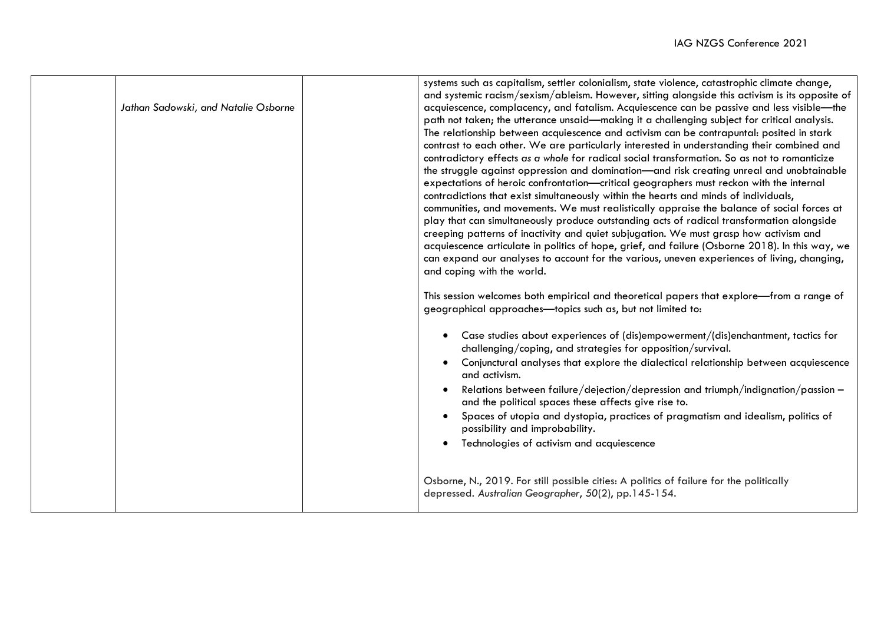| | Jathan Sadowski, and Natalie Osborne | | systems such as capitalism, settler colonialism, state violence, catastrophic climate change, and systemic racism/sexism/ableism. However, sitting alongside this activism is its opposite of acquiescence, complacency, and fatalism. Acquiescence can be passive and less visible—the path not taken; the utterance unsaid—making it a challenging subject for critical analysis. The relationship between acquiescence and activism can be contrapuntal: posited in stark contrast to each other. We are particularly interested in understanding their combined and contradictory effects *as a whole* for radical social transformation. So as not to romanticize the struggle against oppression and domination—and risk creating unreal and unobtainable expectations of heroic confrontation—critical geographers must reckon with the internal contradictions that exist simultaneously within the hearts and minds of individuals, communities, and movements. We must realistically appraise the balance of social forces at play that can simultaneously produce outstanding acts of radical transformation alongside creeping patterns of inactivity and quiet subjugation. We must grasp how activism and acquiescence articulate in politics of hope, grief, and failure (Osborne 2018). In this way, we can expand our analyses to account for the various, uneven experiences of living, changing, and coping with the world.<br><br>This session welcomes both empirical and theoretical papers that explore—from a range of geographical approaches—topics such as, but not limited to:<br><br>• Case studies about experiences of (dis)empowerment/(dis)enchantment, tactics for challenging/coping, and strategies for opposition/survival.<br>• Conjunctural analyses that explore the dialectical relationship between acquiescence and activism.<br>• Relations between failure/dejection/depression and triumph/indignation/passion – and the political spaces these affects give rise to.<br>• Spaces of utopia and dystopia, practices of pragmatism and idealism, politics of possibility and improbability.<br>• Technologies of activism and acquiescence<br><br>Osborne, N., 2019. For still possible cities: A politics of failure for the politically depressed. *Australian Geographer*, *50*(2), pp.145-154. |
|---|---|---|---|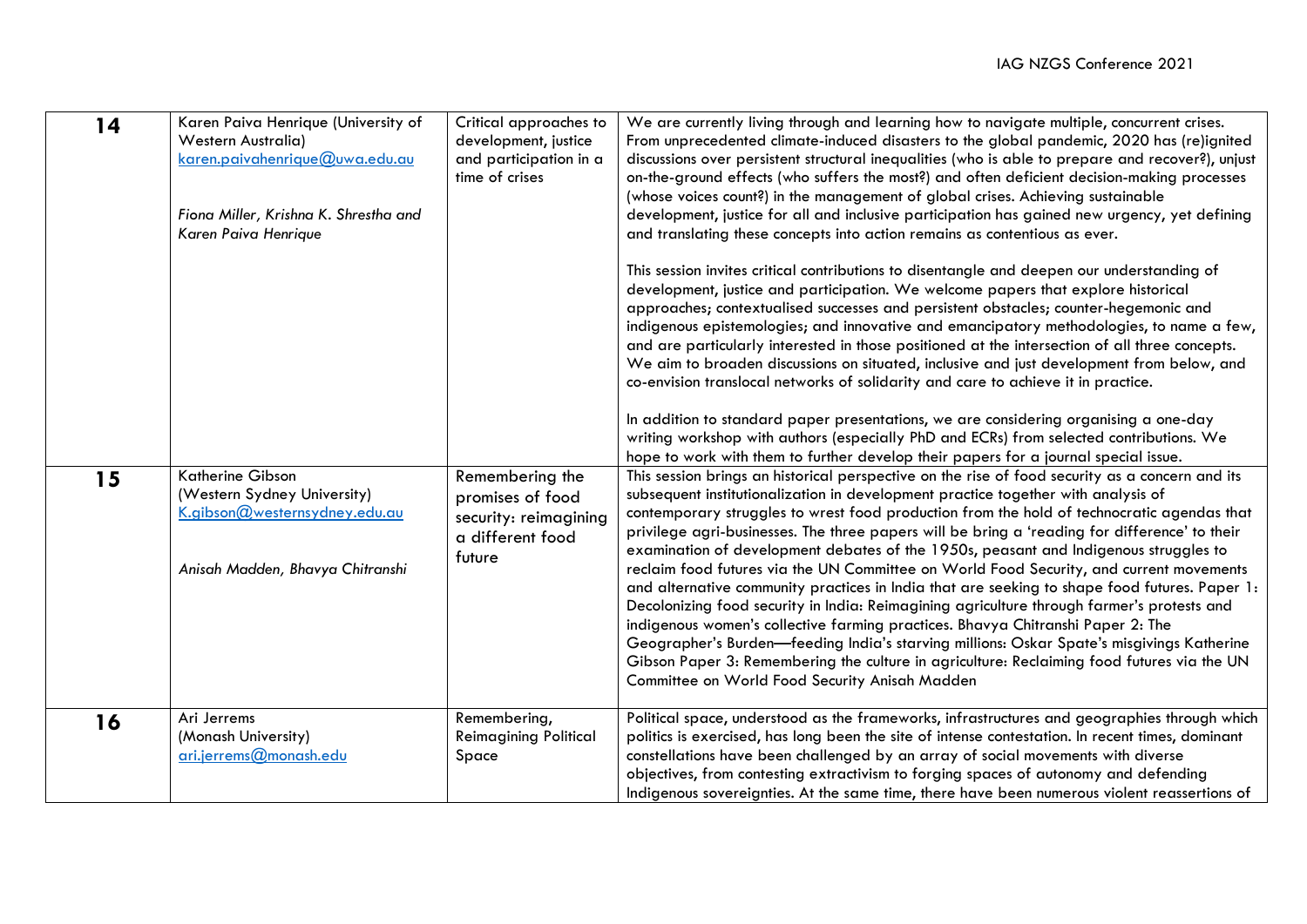| 14 | Karen Paiva Henrique (University of Western Australia) karen.paivahenrique@uwa.edu.au<br><br>*Fiona Miller, Krishna K. Shrestha and Karen Paiva Henrique* | Critical approaches to development, justice and participation in a time of crises | We are currently living through and learning how to navigate multiple, concurrent crises. From unprecedented climate-induced disasters to the global pandemic, 2020 has (re)ignited discussions over persistent structural inequalities (who is able to prepare and recover?), unjust on-the-ground effects (who suffers the most?) and often deficient decision-making processes (whose voices count?) in the management of global crises. Achieving sustainable development, justice for all and inclusive participation has gained new urgency, yet defining and translating these concepts into action remains as contentious as ever.<br><br>This session invites critical contributions to disentangle and deepen our understanding of development, justice and participation. We welcome papers that explore historical approaches; contextualised successes and persistent obstacles; counter-hegemonic and indigenous epistemologies; and innovative and emancipatory methodologies, to name a few, and are particularly interested in those positioned at the intersection of all three concepts. We aim to broaden discussions on situated, inclusive and just development from below, and co-envision translocal networks of solidarity and care to achieve it in practice.<br><br>In addition to standard paper presentations, we are considering organising a one-day writing workshop with authors (especially PhD and ECRs) from selected contributions. We hope to work with them to further develop their papers for a journal special issue. |
|---|---|---|---|
| 15 | Katherine Gibson (Western Sydney University) K.gibson@westernsydney.edu.au<br><br>*Anisah Madden, Bhavya Chitranshi* | Remembering the promises of food security: reimagining a different food future | This session brings an historical perspective on the rise of food security as a concern and its subsequent institutionalization in development practice together with analysis of contemporary struggles to wrest food production from the hold of technocratic agendas that privilege agri-businesses. The three papers will be bring a 'reading for difference' to their examination of development debates of the 1950s, peasant and Indigenous struggles to reclaim food futures via the UN Committee on World Food Security, and current movements and alternative community practices in India that are seeking to shape food futures. Paper 1: Decolonizing food security in India: Reimagining agriculture through farmer's protests and indigenous women's collective farming practices. Bhavya Chitranshi Paper 2: The Geographer's Burden—feeding India's starving millions: Oskar Spate's misgivings Katherine Gibson Paper 3: Remembering the culture in agriculture: Reclaiming food futures via the UN Committee on World Food Security Anisah Madden |
| 16 | Ari Jerrems (Monash University) ari.jerrems@monash.edu | Remembering, Reimagining Political Space | Political space, understood as the frameworks, infrastructures and geographies through which politics is exercised, has long been the site of intense contestation. In recent times, dominant constellations have been challenged by an array of social movements with diverse objectives, from contesting extractivism to forging spaces of autonomy and defending Indigenous sovereignties. At the same time, there have been numerous violent reassertions of |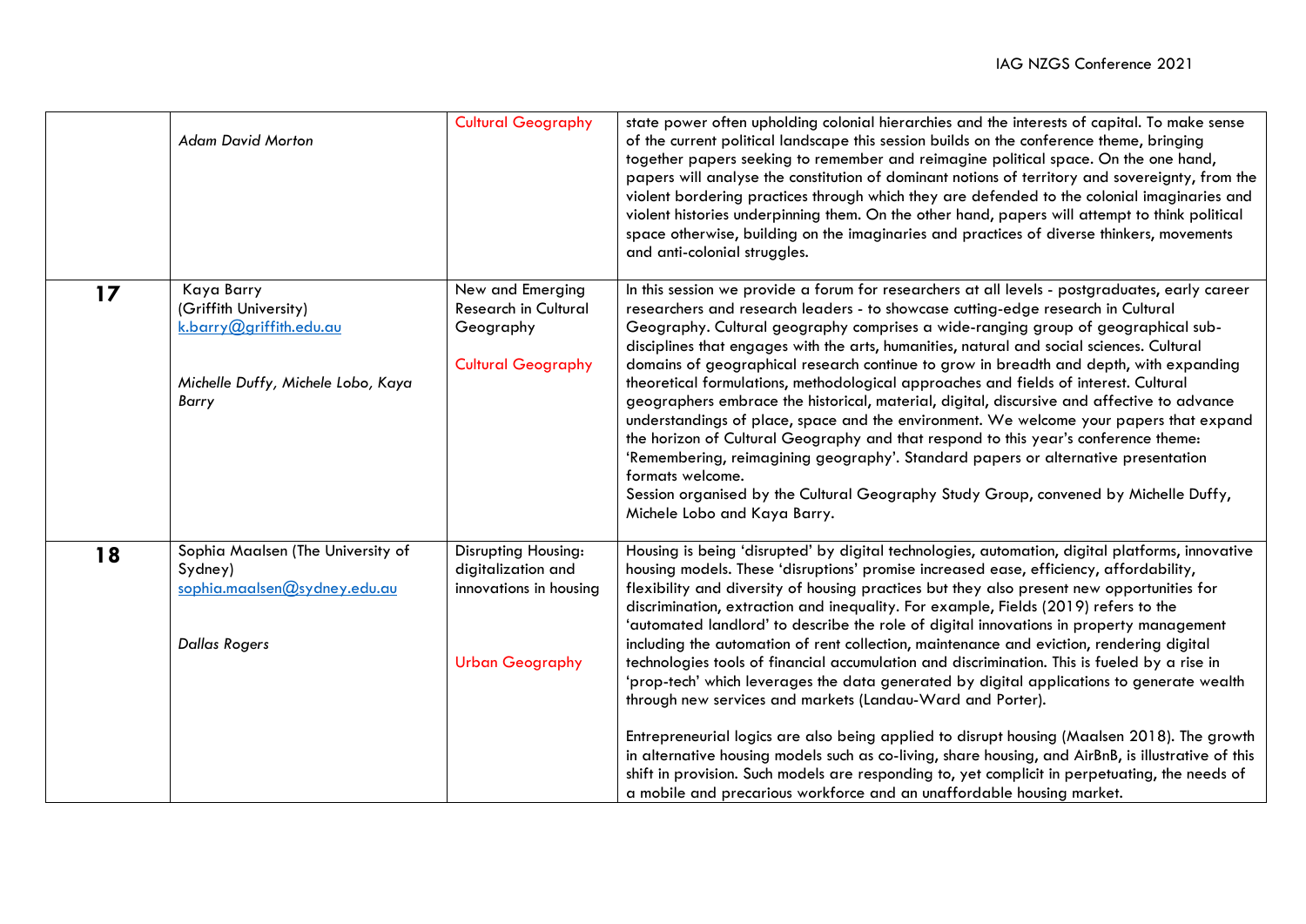| | | | |
|---|---|---|---|
| | *Adam David Morton* | Cultural Geography | state power often upholding colonial hierarchies and the interests of capital. To make sense of the current political landscape this session builds on the conference theme, bringing together papers seeking to remember and reimagine political space. On the one hand, papers will analyse the constitution of dominant notions of territory and sovereignty, from the violent bordering practices through which they are defended to the colonial imaginaries and violent histories underpinning them. On the other hand, papers will attempt to think political space otherwise, building on the imaginaries and practices of diverse thinkers, movements and anti-colonial struggles. |
| **17** | Kaya Barry (Griffith University) k.barry@griffith.edu.au<br><br>*Michelle Duffy, Michele Lobo, Kaya Barry* | New and Emerging Research in Cultural Geography<br><br>Cultural Geography | In this session we provide a forum for researchers at all levels - postgraduates, early career researchers and research leaders - to showcase cutting-edge research in Cultural Geography. Cultural geography comprises a wide-ranging group of geographical sub-disciplines that engages with the arts, humanities, natural and social sciences. Cultural domains of geographical research continue to grow in breadth and depth, with expanding theoretical formulations, methodological approaches and fields of interest. Cultural geographers embrace the historical, material, digital, discursive and affective to advance understandings of place, space and the environment. We welcome your papers that expand the horizon of Cultural Geography and that respond to this year's conference theme: 'Remembering, reimagining geography'. Standard papers or alternative presentation formats welcome.<br>Session organised by the Cultural Geography Study Group, convened by Michelle Duffy, Michele Lobo and Kaya Barry. |
| **18** | Sophia Maalsen (The University of Sydney) sophia.maalsen@sydney.edu.au<br><br>*Dallas Rogers* | Disrupting Housing: digitalization and innovations in housing<br><br>Urban Geography | Housing is being 'disrupted' by digital technologies, automation, digital platforms, innovative housing models. These 'disruptions' promise increased ease, efficiency, affordability, flexibility and diversity of housing practices but they also present new opportunities for discrimination, extraction and inequality. For example, Fields (2019) refers to the 'automated landlord' to describe the role of digital innovations in property management including the automation of rent collection, maintenance and eviction, rendering digital technologies tools of financial accumulation and discrimination. This is fueled by a rise in 'prop-tech' which leverages the data generated by digital applications to generate wealth through new services and markets (Landau-Ward and Porter).<br><br>Entrepreneurial logics are also being applied to disrupt housing (Maalsen 2018). The growth in alternative housing models such as co-living, share housing, and AirBnB, is illustrative of this shift in provision. Such models are responding to, yet complicit in perpetuating, the needs of a mobile and precarious workforce and an unaffordable housing market. |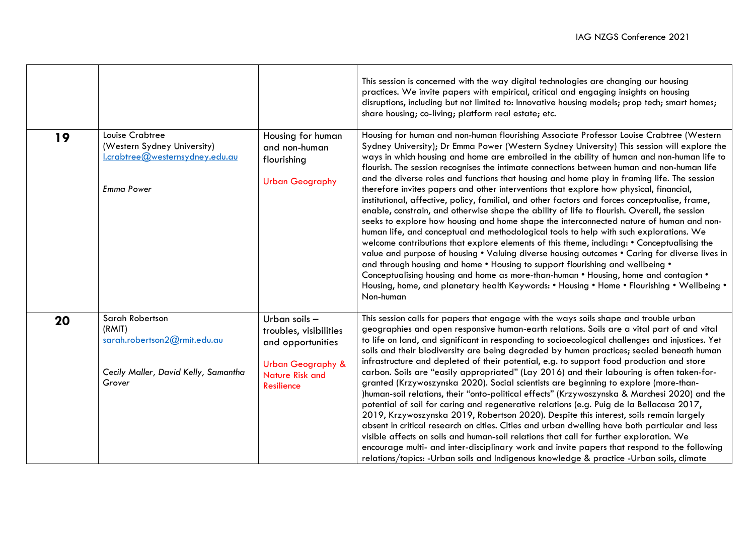|  |  |  | This session is concerned with the way digital technologies are changing our housing practices. We invite papers with empirical, critical and engaging insights on housing disruptions, including but not limited to: Innovative housing models; prop tech; smart homes; share housing; co-living; platform real estate; etc. |
|---|---|---|---|
| **19** | Louise Crabtree (Western Sydney University) l.crabtree@westernsydney.edu.au<br><br>*Emma Power* | Housing for human and non-human flourishing<br><br>Urban Geography | Housing for human and non-human flourishing Associate Professor Louise Crabtree (Western Sydney University); Dr Emma Power (Western Sydney University) This session will explore the ways in which housing and home are embroiled in the ability of human and non-human life to flourish. The session recognises the intimate connections between human and non-human life and the diverse roles and functions that housing and home play in framing life. The session therefore invites papers and other interventions that explore how physical, financial, institutional, affective, policy, familial, and other factors and forces conceptualise, frame, enable, constrain, and otherwise shape the ability of life to flourish. Overall, the session seeks to explore how housing and home shape the interconnected nature of human and non-human life, and conceptual and methodological tools to help with such explorations. We welcome contributions that explore elements of this theme, including: • Conceptualising the value and purpose of housing • Valuing diverse housing outcomes • Caring for diverse lives in and through housing and home • Housing to support flourishing and wellbeing • Conceptualising housing and home as more-than-human • Housing, home and contagion • Housing, home, and planetary health Keywords: • Housing • Home • Flourishing • Wellbeing • Non-human |
| **20** | Sarah Robertson (RMIT) sarah.robertson2@rmit.edu.au<br><br>*Cecily Maller, David Kelly, Samantha Grover* | Urban soils – troubles, visibilities and opportunities<br><br>Urban Geography & Nature Risk and Resilience | This session calls for papers that engage with the ways soils shape and trouble urban geographies and open responsive human-earth relations. Soils are a vital part of and vital to life on land, and significant in responding to socioecological challenges and injustices. Yet soils and their biodiversity are being degraded by human practices; sealed beneath human infrastructure and depleted of their potential, e.g. to support food production and store carbon. Soils are "easily appropriated" (Lay 2016) and their labouring is often taken-for-granted (Krzywoszynska 2020). Social scientists are beginning to explore (more-than-)human-soil relations, their "onto-political effects" (Krzywoszynska & Marchesi 2020) and the potential of soil for caring and regenerative relations (e.g. Puig de la Bellacasa 2017, 2019, Krzywoszynska 2019, Robertson 2020). Despite this interest, soils remain largely absent in critical research on cities. Cities and urban dwelling have both particular and less visible affects on soils and human-soil relations that call for further exploration. We encourage multi- and inter-disciplinary work and invite papers that respond to the following relations/topics: -Urban soils and Indigenous knowledge & practice -Urban soils, climate |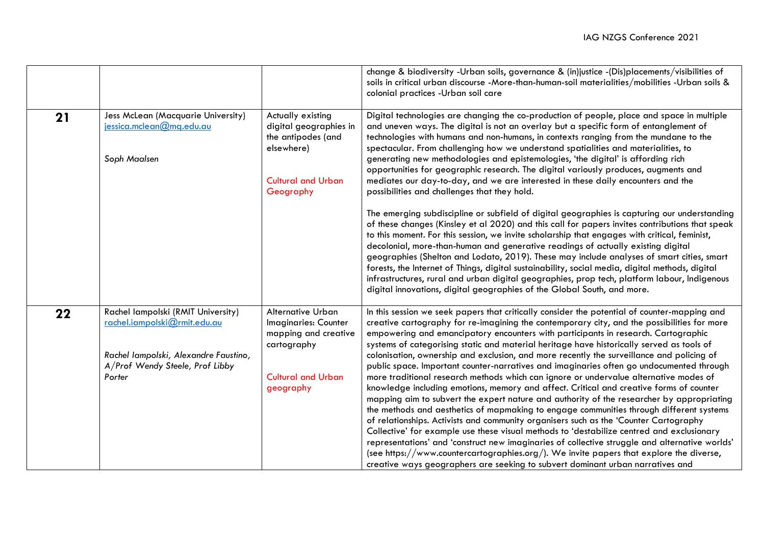| | | | |
|---|---|---|---|
| | | | change & biodiversity -Urban soils, governance & (in)justice -(Dis)placements/visibilities of soils in critical urban discourse -More-than-human-soil materialities/mobilities -Urban soils & colonial practices -Urban soil care |
| **21** | Jess McLean (Macquarie University) jessica.mclean@mq.edu.au<br><br>*Soph Maalsen* | Actually existing digital geographies in the antipodes (and elsewhere)<br><br>Cultural and Urban Geography | Digital technologies are changing the co-production of people, place and space in multiple and uneven ways. The digital is not an overlay but a specific form of entanglement of technologies with humans and non-humans, in contexts ranging from the mundane to the spectacular. From challenging how we understand spatialities and materialities, to generating new methodologies and epistemologies, 'the digital' is affording rich opportunities for geographic research. The digital variously produces, augments and mediates our day-to-day, and we are interested in these daily encounters and the possibilities and challenges that they hold.<br><br>The emerging subdiscipline or subfield of digital geographies is capturing our understanding of these changes (Kinsley et al 2020) and this call for papers invites contributions that speak to this moment. For this session, we invite scholarship that engages with critical, feminist, decolonial, more-than-human and generative readings of actually existing digital geographies (Shelton and Lodato, 2019). These may include analyses of smart cities, smart forests, the Internet of Things, digital sustainability, social media, digital methods, digital infrastructures, rural and urban digital geographies, prop tech, platform labour, Indigenous digital innovations, digital geographies of the Global South, and more. |
| **22** | Rachel Iampolski (RMIT University) rachel.iampolski@rmit.edu.au<br><br>*Rachel Iampolski, Alexandre Faustino, A/Prof Wendy Steele, Prof Libby Porter* | Alternative Urban Imaginaries: Counter mapping and creative cartography<br><br>Cultural and Urban geography | In this session we seek papers that critically consider the potential of counter-mapping and creative cartography for re-imagining the contemporary city, and the possibilities for more empowering and emancipatory encounters with participants in research. Cartographic systems of categorising static and material heritage have historically served as tools of colonisation, ownership and exclusion, and more recently the surveillance and policing of public space. Important counter-narratives and imaginaries often go undocumented through more traditional research methods which can ignore or undervalue alternative modes of knowledge including emotions, memory and affect. Critical and creative forms of counter mapping aim to subvert the expert nature and authority of the researcher by appropriating the methods and aesthetics of mapmaking to engage communities through different systems of relationships. Activists and community organisers such as the 'Counter Cartography Collective' for example use these visual methods to 'destabilize centred and exclusionary representations' and 'construct new imaginaries of collective struggle and alternative worlds' (see https://www.countercartographies.org/). We invite papers that explore the diverse, creative ways geographers are seeking to subvert dominant urban narratives and |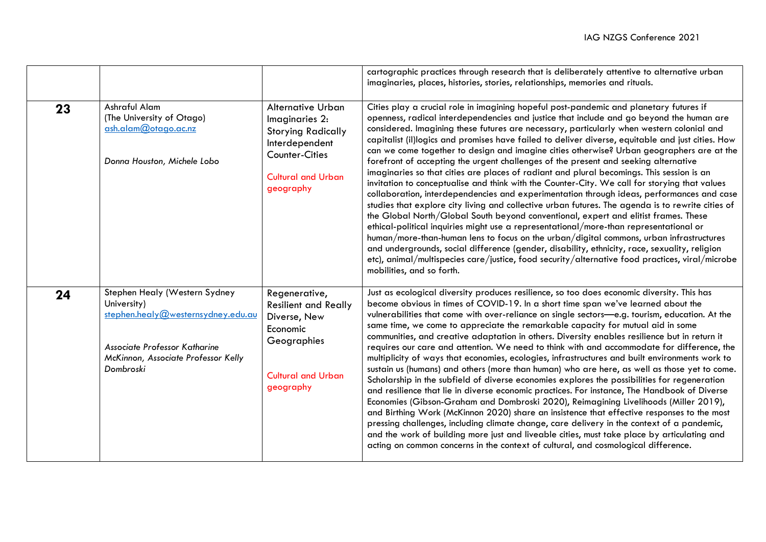| | | | |
|---|---|---|---|
| | | | cartographic practices through research that is deliberately attentive to alternative urban imaginaries, places, histories, stories, relationships, memories and rituals. |
| **23** | Ashraful Alam (The University of Otago) ash.alam@otago.ac.nz<br><br>*Donna Houston, Michele Lobo* | Alternative Urban Imaginaries 2: Storying Radically Interdependent Counter-Cities<br><br>Cultural and Urban geography | Cities play a crucial role in imagining hopeful post-pandemic and planetary futures if openness, radical interdependencies and justice that include and go beyond the human are considered. Imagining these futures are necessary, particularly when western colonial and capitalist (il)logics and promises have failed to deliver diverse, equitable and just cities. How can we come together to design and imagine cities otherwise? Urban geographers are at the forefront of accepting the urgent challenges of the present and seeking alternative imaginaries so that cities are places of radiant and plural becomings. This session is an invitation to conceptualise and think with the Counter-City. We call for storying that values collaboration, interdependencies and experimentation through ideas, performances and case studies that explore city living and collective urban futures. The agenda is to rewrite cities of the Global North/Global South beyond conventional, expert and elitist frames. These ethical-political inquiries might use a representational/more-than representational or human/more-than-human lens to focus on the urban/digital commons, urban infrastructures and undergrounds, social difference (gender, disability, ethnicity, race, sexuality, religion etc), animal/multispecies care/justice, food security/alternative food practices, viral/microbe mobilities, and so forth. |
| **24** | Stephen Healy (Western Sydney University) stephen.healy@westernsydney.edu.au<br><br>*Associate Professor Katharine McKinnon, Associate Professor Kelly Dombroski* | Regenerative, Resilient and Really Diverse, New Economic Geographies<br><br>Cultural and Urban geography | Just as ecological diversity produces resilience, so too does economic diversity. This has become obvious in times of COVID-19. In a short time span we've learned about the vulnerabilities that come with over-reliance on single sectors—e.g. tourism, education. At the same time, we come to appreciate the remarkable capacity for mutual aid in some communities, and creative adaptation in others. Diversity enables resilience but in return it requires our care and attention. We need to think with and accommodate for difference, the multiplicity of ways that economies, ecologies, infrastructures and built environments work to sustain us (humans) and others (more than human) who are here, as well as those yet to come. Scholarship in the subfield of diverse economies explores the possibilities for regeneration and resilience that lie in diverse economic practices. For instance, The Handbook of Diverse Economies (Gibson-Graham and Dombroski 2020), Reimagining Livelihoods (Miller 2019), and Birthing Work (McKinnon 2020) share an insistence that effective responses to the most pressing challenges, including climate change, care delivery in the context of a pandemic, and the work of building more just and liveable cities, must take place by articulating and acting on common concerns in the context of cultural, and cosmological difference. |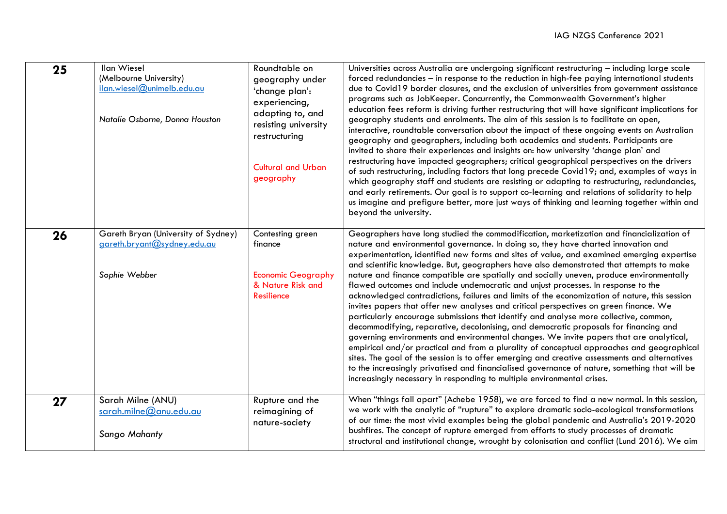| | | | |
|---|---|---|---|
| **25** | Ilan Wiesel (Melbourne University) ilan.wiesel@unimelb.edu.au<br><br>*Natalie Osborne, Donna Houston* | Roundtable on geography under 'change plan': experiencing, adapting to, and resisting university restructuring<br><br>Cultural and Urban geography | Universities across Australia are undergoing significant restructuring – including large scale forced redundancies – in response to the reduction in high-fee paying international students due to Covid19 border closures, and the exclusion of universities from government assistance programs such as JobKeeper. Concurrently, the Commonwealth Government's higher education fees reform is driving further restructuring that will have significant implications for geography students and enrolments. The aim of this session is to facilitate an open, interactive, roundtable conversation about the impact of these ongoing events on Australian geography and geographers, including both academics and students. Participants are invited to share their experiences and insights on: how university 'change plan' and restructuring have impacted geographers; critical geographical perspectives on the drivers of such restructuring, including factors that long precede Covid19; and, examples of ways in which geography staff and students are resisting or adapting to restructuring, redundancies, and early retirements. Our goal is to support co-learning and relations of solidarity to help us imagine and prefigure better, more just ways of thinking and learning together within and beyond the university. |
| **26** | Gareth Bryan (University of Sydney) gareth.bryant@sydney.edu.au<br><br>*Sophie Webber* | Contesting green finance<br><br>Economic Geography & Nature Risk and Resilience | Geographers have long studied the commodification, marketization and financialization of nature and environmental governance. In doing so, they have charted innovation and experimentation, identified new forms and sites of value, and examined emerging expertise and scientific knowledge. But, geographers have also demonstrated that attempts to make nature and finance compatible are spatially and socially uneven, produce environmentally flawed outcomes and include undemocratic and unjust processes. In response to the acknowledged contradictions, failures and limits of the economization of nature, this session invites papers that offer new analyses and critical perspectives on green finance. We particularly encourage submissions that identify and analyse more collective, common, decommodifying, reparative, decolonising, and democratic proposals for financing and governing environments and environmental changes. We invite papers that are analytical, empirical and/or practical and from a plurality of conceptual approaches and geographical sites. The goal of the session is to offer emerging and creative assessments and alternatives to the increasingly privatised and financialised governance of nature, something that will be increasingly necessary in responding to multiple environmental crises. |
| **27** | Sarah Milne (ANU) sarah.milne@anu.edu.au<br><br>*Sango Mahanty* | Rupture and the reimagining of nature-society | When "things fall apart" (Achebe 1958), we are forced to find a new normal. In this session, we work with the analytic of "rupture" to explore dramatic socio-ecological transformations of our time: the most vivid examples being the global pandemic and Australia's 2019-2020 bushfires. The concept of rupture emerged from efforts to study processes of dramatic structural and institutional change, wrought by colonisation and conflict (Lund 2016). We aim |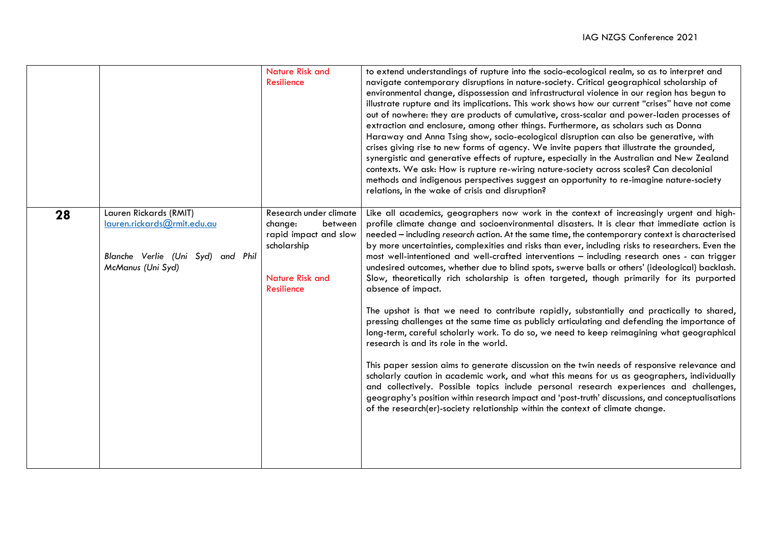| | | | |
|---|---|---|---|
| | | Nature Risk and Resilience | to extend understandings of rupture into the socio-ecological realm, so as to interpret and navigate contemporary disruptions in nature-society. Critical geographical scholarship of environmental change, dispossession and infrastructural violence in our region has begun to illustrate rupture and its implications. This work shows how our current "crises" have not come out of nowhere: they are products of cumulative, cross-scalar and power-laden processes of extraction and enclosure, among other things. Furthermore, as scholars such as Donna Haraway and Anna Tsing show, socio-ecological disruption can also be generative, with crises giving rise to new forms of agency. We invite papers that illustrate the grounded, synergistic and generative effects of rupture, especially in the Australian and New Zealand contexts. We ask: How is rupture re-wiring nature-society across scales? Can decolonial methods and indigenous perspectives suggest an opportunity to re-imagine nature-society relations, in the wake of crisis and disruption? |
| **28** | Lauren Rickards (RMIT) lauren.rickards@rmit.edu.au<br><br>*Blanche Verlie (Uni Syd) and Phil McManus (Uni Syd)* | Research under climate change: between rapid impact and slow scholarship<br><br>Nature Risk and Resilience | Like all academics, geographers now work in the context of increasingly urgent and high-profile climate change and socioenvironmental disasters. It is clear that immediate action is needed – including *research* action. At the same time, the contemporary context is characterised by more uncertainties, complexities and risks than ever, including risks to researchers. Even the most well-intentioned and well-crafted interventions – including research ones - can trigger undesired outcomes, whether due to blind spots, swerve balls or others' (ideological) backlash. Slow, theoretically rich scholarship is often targeted, though primarily for its purported absence of impact.<br><br>The upshot is that we need to contribute rapidly, substantially and practically to shared, pressing challenges at the same time as publicly articulating and defending the importance of long-term, careful scholarly work. To do so, we need to keep reimagining what geographical research is and its role in the world.<br><br>This paper session aims to generate discussion on the twin needs of responsive relevance and scholarly caution in academic work, and what this means for us as geographers, individually and collectively. Possible topics include personal research experiences and challenges, geography's position within research impact and 'post-truth' discussions, and conceptualisations of the research(er)-society relationship within the context of climate change. |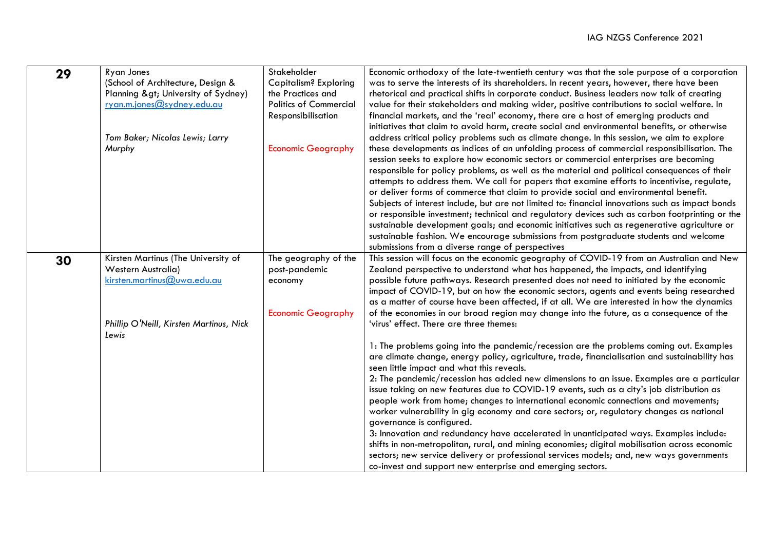| | | | |
|---|---|---|---|
| **29** | Ryan Jones (School of Architecture, Design & Planning &gt; University of Sydney) ryan.m.jones@sydney.edu.au<br><br>*Tom Baker; Nicolas Lewis; Larry Murphy* | Stakeholder Capitalism? Exploring the Practices and Politics of Commercial Responsibilisation<br><br>Economic Geography | Economic orthodoxy of the late-twentieth century was that the sole purpose of a corporation was to serve the interests of its shareholders. In recent years, however, there have been rhetorical and practical shifts in corporate conduct. Business leaders now talk of creating value for their stakeholders and making wider, positive contributions to social welfare. In financial markets, and the 'real' economy, there are a host of emerging products and initiatives that claim to avoid harm, create social and environmental benefits, or otherwise address critical policy problems such as climate change. In this session, we aim to explore these developments as indices of an unfolding process of commercial responsibilisation. The session seeks to explore how economic sectors or commercial enterprises are becoming responsible for policy problems, as well as the material and political consequences of their attempts to address them. We call for papers that examine efforts to incentivise, regulate, or deliver forms of commerce that claim to provide social and environmental benefit. Subjects of interest include, but are not limited to: financial innovations such as impact bonds or responsible investment; technical and regulatory devices such as carbon footprinting or the sustainable development goals; and economic initiatives such as regenerative agriculture or sustainable fashion. We encourage submissions from postgraduate students and welcome submissions from a diverse range of perspectives |
| **30** | Kirsten Martinus (The University of Western Australia) kirsten.martinus@uwa.edu.au<br><br>*Phillip O'Neill, Kirsten Martinus, Nick Lewis* | The geography of the post-pandemic economy<br><br>Economic Geography | This session will focus on the economic geography of COVID-19 from an Australian and New Zealand perspective to understand what has happened, the impacts, and identifying possible future pathways. Research presented does not need to initiated by the economic impact of COVID-19, but on how the economic sectors, agents and events being researched as a matter of course have been affected, if at all. We are interested in how the dynamics of the economies in our broad region may change into the future, as a consequence of the 'virus' effect. There are three themes:<br><br>1: The problems going into the pandemic/recession are the problems coming out. Examples are climate change, energy policy, agriculture, trade, financialisation and sustainability has seen little impact and what this reveals.<br>2: The pandemic/recession has added new dimensions to an issue. Examples are a particular issue taking on new features due to COVID-19 events, such as a city's job distribution as people work from home; changes to international economic connections and movements; worker vulnerability in gig economy and care sectors; or, regulatory changes as national governance is configured.<br>3: Innovation and redundancy have accelerated in unanticipated ways. Examples include: shifts in non-metropolitan, rural, and mining economies; digital mobilisation across economic sectors; new service delivery or professional services models; and, new ways governments co-invest and support new enterprise and emerging sectors. |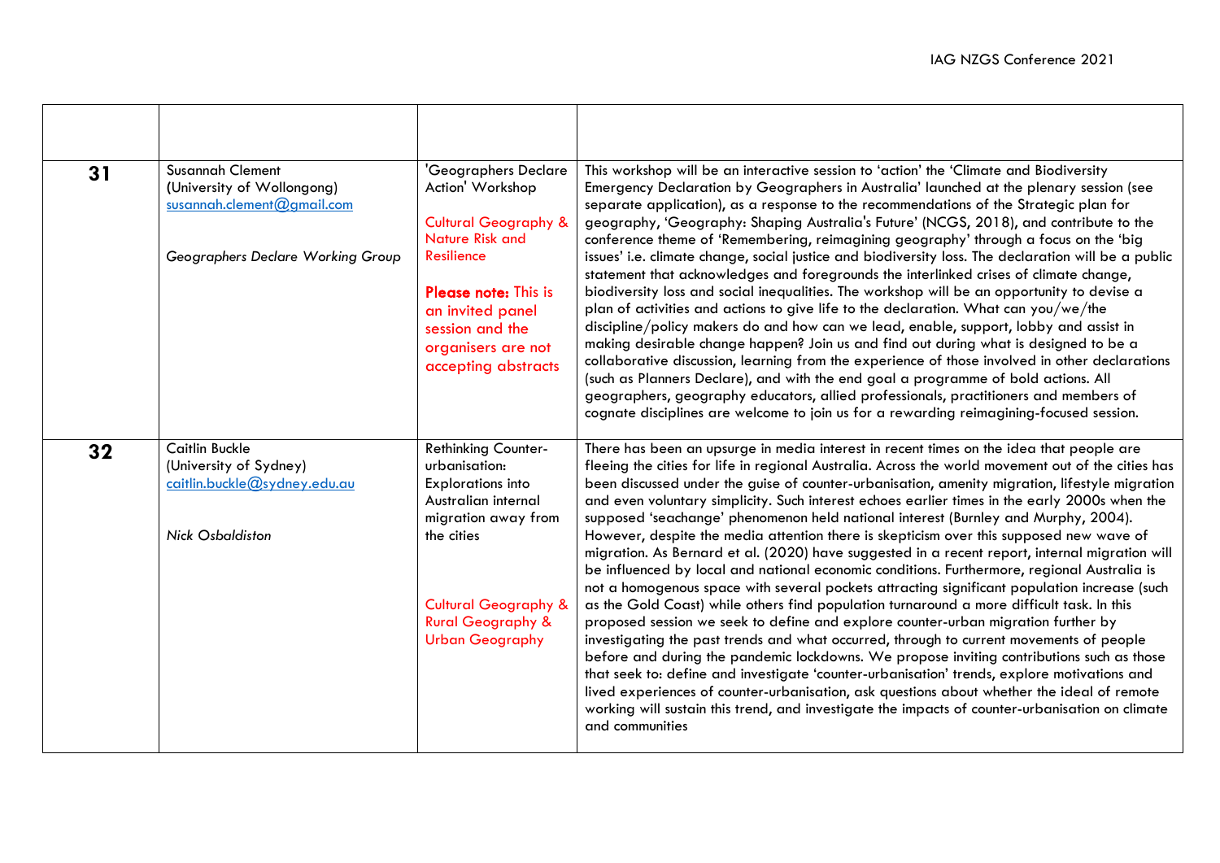| | | | |
|---|---|---|---|
| **31** | Susannah Clement<br>(University of Wollongong)<br>susannah.clement@gmail.com<br><br>*Geographers Declare Working Group* | 'Geographers Declare Action' Workshop<br><br>Cultural Geography & Nature Risk and Resilience<br><br>**Please note:** This is an invited panel session and the organisers are not accepting abstracts | This workshop will be an interactive session to 'action' the 'Climate and Biodiversity Emergency Declaration by Geographers in Australia' launched at the plenary session (see separate application), as a response to the recommendations of the Strategic plan for geography, 'Geography: Shaping Australia's Future' (NCGS, 2018), and contribute to the conference theme of 'Remembering, reimagining geography' through a focus on the 'big issues' i.e. climate change, social justice and biodiversity loss. The declaration will be a public statement that acknowledges and foregrounds the interlinked crises of climate change, biodiversity loss and social inequalities. The workshop will be an opportunity to devise a plan of activities and actions to give life to the declaration. What can you/we/the discipline/policy makers do and how can we lead, enable, support, lobby and assist in making desirable change happen? Join us and find out during what is designed to be a collaborative discussion, learning from the experience of those involved in other declarations (such as Planners Declare), and with the end goal a programme of bold actions. All geographers, geography educators, allied professionals, practitioners and members of cognate disciplines are welcome to join us for a rewarding reimagining-focused session. |
| **32** | Caitlin Buckle<br>(University of Sydney)<br>caitlin.buckle@sydney.edu.au<br><br>*Nick Osbaldiston* | Rethinking Counter-urbanisation: Explorations into Australian internal migration away from the cities<br><br>Cultural Geography & Rural Geography & Urban Geography | There has been an upsurge in media interest in recent times on the idea that people are fleeing the cities for life in regional Australia. Across the world movement out of the cities has been discussed under the guise of counter-urbanisation, amenity migration, lifestyle migration and even voluntary simplicity. Such interest echoes earlier times in the early 2000s when the supposed 'seachange' phenomenon held national interest (Burnley and Murphy, 2004). However, despite the media attention there is skepticism over this supposed new wave of migration. As Bernard et al. (2020) have suggested in a recent report, internal migration will be influenced by local and national economic conditions. Furthermore, regional Australia is not a homogenous space with several pockets attracting significant population increase (such as the Gold Coast) while others find population turnaround a more difficult task. In this proposed session we seek to define and explore counter-urban migration further by investigating the past trends and what occurred, through to current movements of people before and during the pandemic lockdowns. We propose inviting contributions such as those that seek to: define and investigate 'counter-urbanisation' trends, explore motivations and lived experiences of counter-urbanisation, ask questions about whether the ideal of remote working will sustain this trend, and investigate the impacts of counter-urbanisation on climate and communities |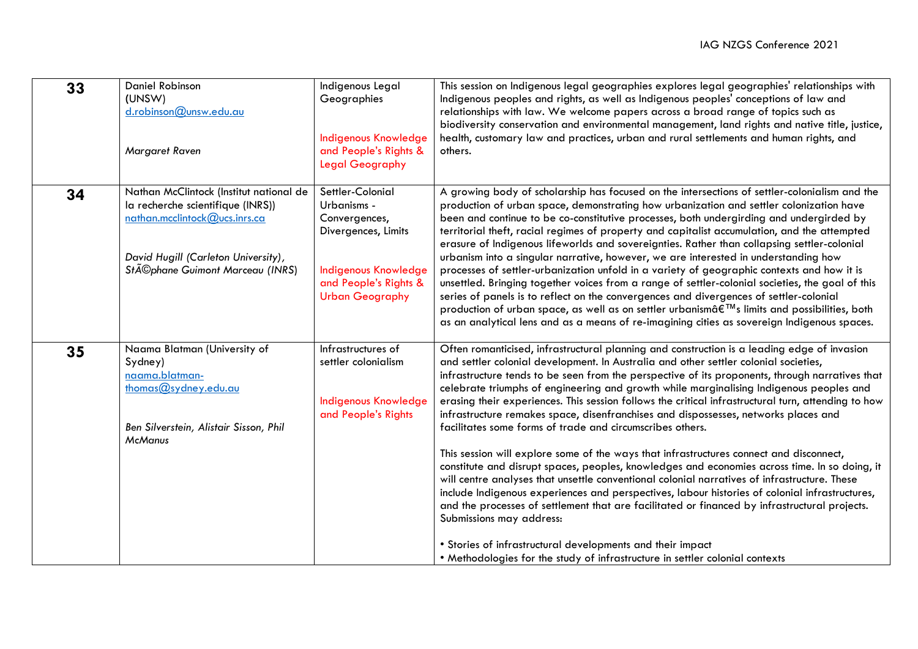| | | | |
|---|---|---|---|
| **33** | Daniel Robinson<br>(UNSW)<br>d.robinson@unsw.edu.au<br><br>*Margaret Raven* | Indigenous Legal Geographies<br><br>Indigenous Knowledge and People's Rights & Legal Geography | This session on Indigenous legal geographies explores legal geographies' relationships with Indigenous peoples and rights, as well as Indigenous peoples' conceptions of law and relationships with law. We welcome papers across a broad range of topics such as biodiversity conservation and environmental management, land rights and native title, justice, health, customary law and practices, urban and rural settlements and human rights, and others. |
| **34** | Nathan McClintock (Institut national de la recherche scientifique (INRS))<br>nathan.mcclintock@ucs.inrs.ca<br><br>*David Hugill (Carleton University), StÃ©phane Guimont Marceau (INRS)* | Settler-Colonial Urbanisms - Convergences, Divergences, Limits<br><br>Indigenous Knowledge and People's Rights & Urban Geography | A growing body of scholarship has focused on the intersections of settler-colonialism and the production of urban space, demonstrating how urbanization and settler colonization have been and continue to be co-constitutive processes, both undergirding and undergirded by territorial theft, racial regimes of property and capitalist accumulation, and the attempted erasure of Indigenous lifeworlds and sovereignties. Rather than collapsing settler-colonial urbanism into a singular narrative, however, we are interested in understanding how processes of settler-urbanization unfold in a variety of geographic contexts and how it is unsettled. Bringing together voices from a range of settler-colonial societies, the goal of this series of panels is to reflect on the convergences and divergences of settler-colonial production of urban space, as well as on settler urbanismâ€™s limits and possibilities, both as an analytical lens and as a means of re-imagining cities as sovereign Indigenous spaces. |
| **35** | Naama Blatman (University of Sydney)<br>naama.blatman-thomas@sydney.edu.au<br><br>*Ben Silverstein, Alistair Sisson, Phil McManus* | Infrastructures of settler colonialism<br><br>Indigenous Knowledge and People's Rights | Often romanticised, infrastructural planning and construction is a leading edge of invasion and settler colonial development. In Australia and other settler colonial societies, infrastructure tends to be seen from the perspective of its proponents, through narratives that celebrate triumphs of engineering and growth while marginalising Indigenous peoples and erasing their experiences. This session follows the critical infrastructural turn, attending to how infrastructure remakes space, disenfranchises and dispossesses, networks places and facilitates some forms of trade and circumscribes others.<br><br>This session will explore some of the ways that infrastructures connect and disconnect, constitute and disrupt spaces, peoples, knowledges and economies across time. In so doing, it will centre analyses that unsettle conventional colonial narratives of infrastructure. These include Indigenous experiences and perspectives, labour histories of colonial infrastructures, and the processes of settlement that are facilitated or financed by infrastructural projects. Submissions may address:<br><br>• Stories of infrastructural developments and their impact<br>• Methodologies for the study of infrastructure in settler colonial contexts |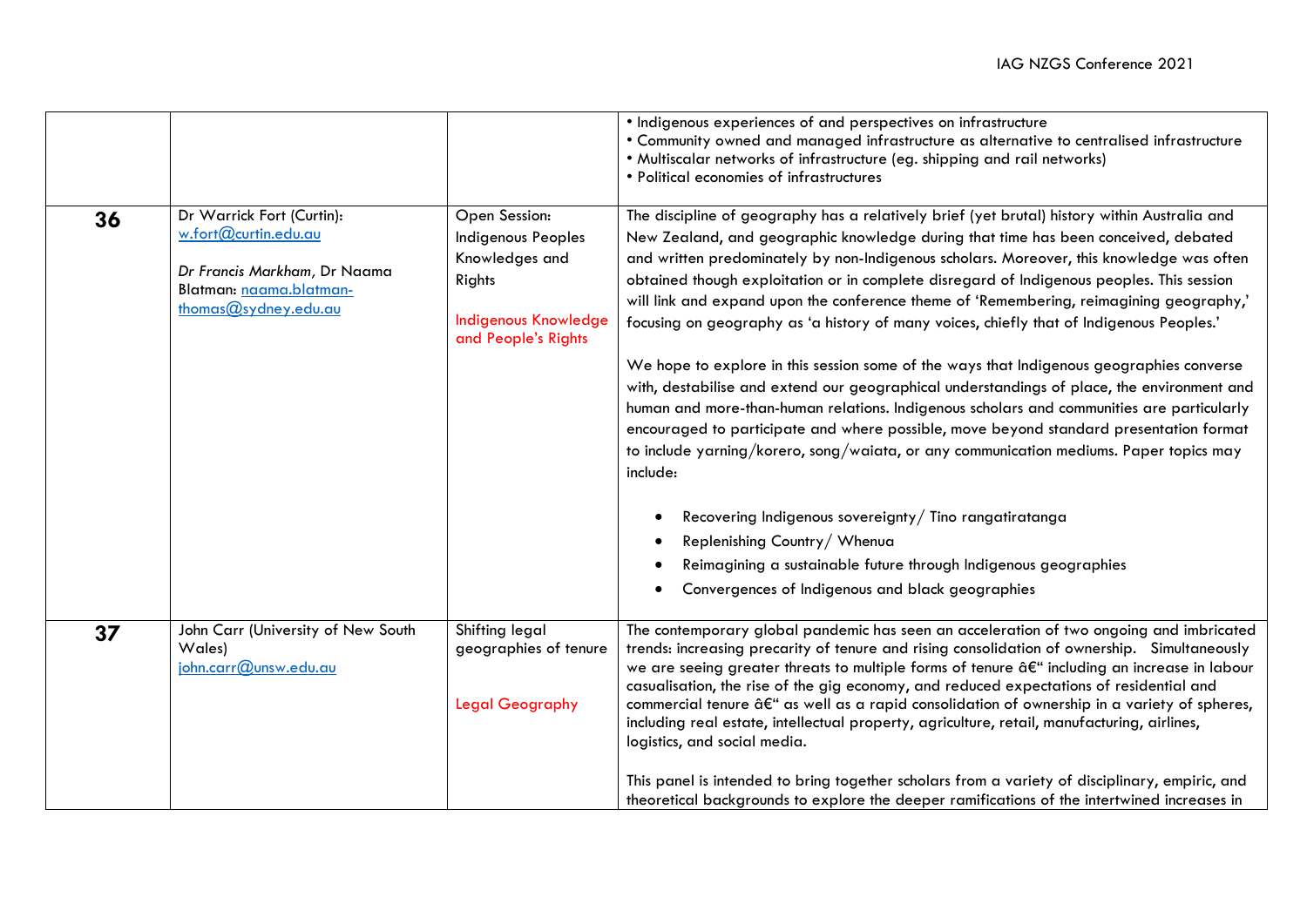| | | | |
|---|---|---|---|
| | | | • Indigenous experiences of and perspectives on infrastructure<br>• Community owned and managed infrastructure as alternative to centralised infrastructure<br>• Multiscalar networks of infrastructure (eg. shipping and rail networks)<br>• Political economies of infrastructures |
| **36** | Dr Warrick Fort (Curtin): w.fort@curtin.edu.au<br><br>*Dr Francis Markham,* Dr Naama Blatman: naama.blatman-thomas@sydney.edu.au | Open Session: Indigenous Peoples Knowledges and Rights<br><br>Indigenous Knowledge and People's Rights | The discipline of geography has a relatively brief (yet brutal) history within Australia and New Zealand, and geographic knowledge during that time has been conceived, debated and written predominately by non-Indigenous scholars. Moreover, this knowledge was often obtained though exploitation or in complete disregard of Indigenous peoples. This session will link and expand upon the conference theme of 'Remembering, reimagining geography,' focusing on geography as 'a history of many voices, chiefly that of Indigenous Peoples.'<br><br>We hope to explore in this session some of the ways that Indigenous geographies converse with, destabilise and extend our geographical understandings of place, the environment and human and more-than-human relations. Indigenous scholars and communities are particularly encouraged to participate and where possible, move beyond standard presentation format to include yarning/korero, song/waiata, or any communication mediums. Paper topics may include:<br><br>• Recovering Indigenous sovereignty/ Tino rangatiratanga<br>• Replenishing Country/ Whenua<br>• Reimagining a sustainable future through Indigenous geographies<br>• Convergences of Indigenous and black geographies |
| **37** | John Carr (University of New South Wales) john.carr@unsw.edu.au | Shifting legal geographies of tenure<br><br>Legal Geography | The contemporary global pandemic has seen an acceleration of two ongoing and imbricated trends: increasing precarity of tenure and rising consolidation of ownership. Simultaneously we are seeing greater threats to multiple forms of tenure â€“ including an increase in labour casualisation, the rise of the gig economy, and reduced expectations of residential and commercial tenure â€“ as well as a rapid consolidation of ownership in a variety of spheres, including real estate, intellectual property, agriculture, retail, manufacturing, airlines, logistics, and social media.<br><br>This panel is intended to bring together scholars from a variety of disciplinary, empiric, and theoretical backgrounds to explore the deeper ramifications of the intertwined increases in |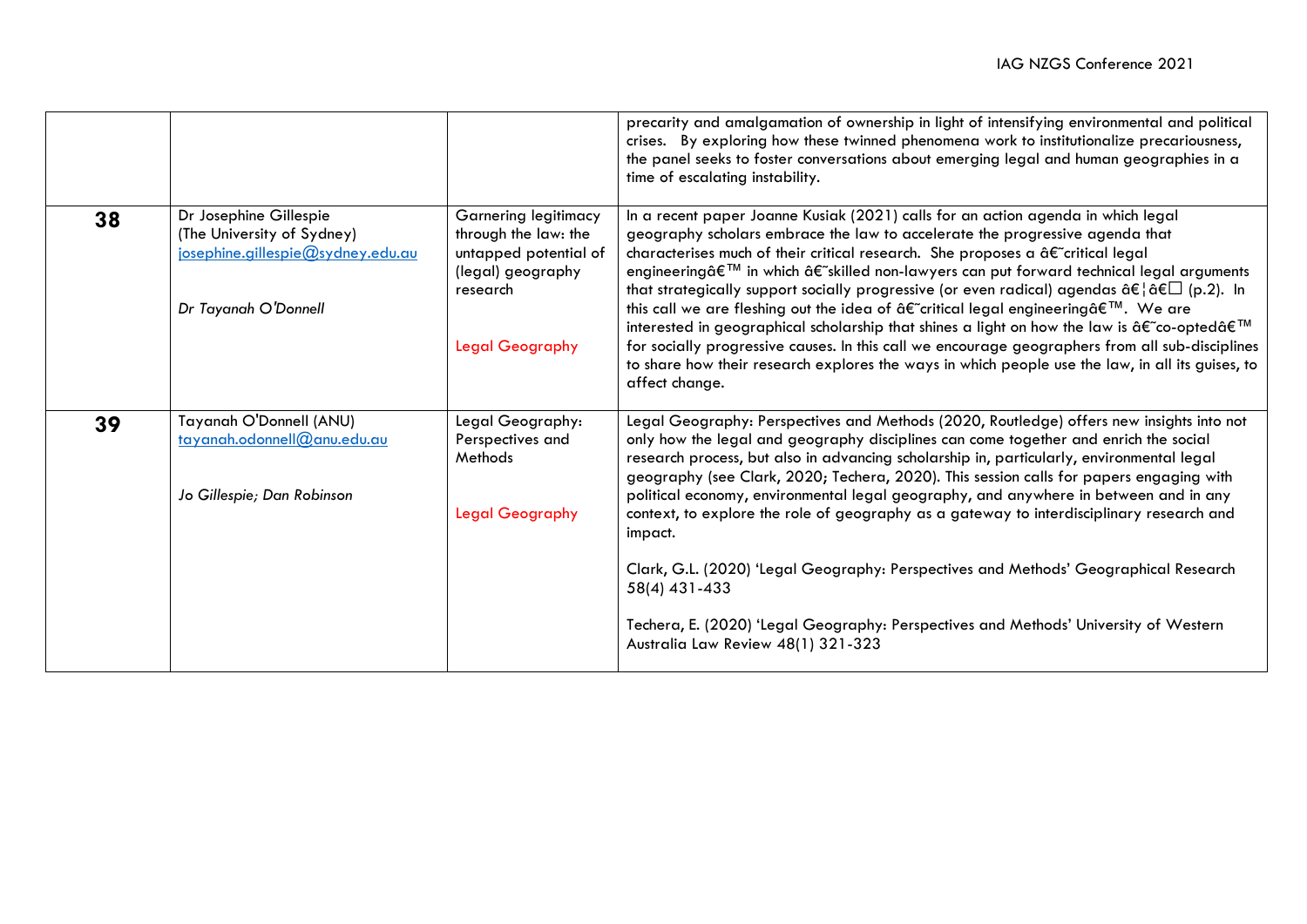| | | | |
|---|---|---|---|
| | | | precarity and amalgamation of ownership in light of intensifying environmental and political crises. By exploring how these twinned phenomena work to institutionalize precariousness, the panel seeks to foster conversations about emerging legal and human geographies in a time of escalating instability. |
| **38** | Dr Josephine Gillespie (The University of Sydney) josephine.gillespie@sydney.edu.au<br><br>*Dr Tayanah O'Donnell* | Garnering legitimacy through the law: the untapped potential of (legal) geography research<br><br>Legal Geography | In a recent paper Joanne Kusiak (2021) calls for an action agenda in which legal geography scholars embrace the law to accelerate the progressive agenda that characterises much of their critical research. She proposes a â€˜critical legal engineeringâ€™ in which â€˜skilled non-lawyers can put forward technical legal arguments that strategically support socially progressive (or even radical) agendas â€¦â€ (p.2). In this call we are fleshing out the idea of â€˜critical legal engineeringâ€™. We are interested in geographical scholarship that shines a light on how the law is â€˜co-optedâ€™ for socially progressive causes. In this call we encourage geographers from all sub-disciplines to share how their research explores the ways in which people use the law, in all its guises, to affect change. |
| **39** | Tayanah O'Donnell (ANU) tayanah.odonnell@anu.edu.au<br><br>*Jo Gillespie; Dan Robinson* | Legal Geography: Perspectives and Methods<br><br>Legal Geography | Legal Geography: Perspectives and Methods (2020, Routledge) offers new insights into not only how the legal and geography disciplines can come together and enrich the social research process, but also in advancing scholarship in, particularly, environmental legal geography (see Clark, 2020; Techera, 2020). This session calls for papers engaging with political economy, environmental legal geography, and anywhere in between and in any context, to explore the role of geography as a gateway to interdisciplinary research and impact.<br><br>Clark, G.L. (2020) 'Legal Geography: Perspectives and Methods' Geographical Research 58(4) 431-433<br><br>Techera, E. (2020) 'Legal Geography: Perspectives and Methods' University of Western Australia Law Review 48(1) 321-323 |